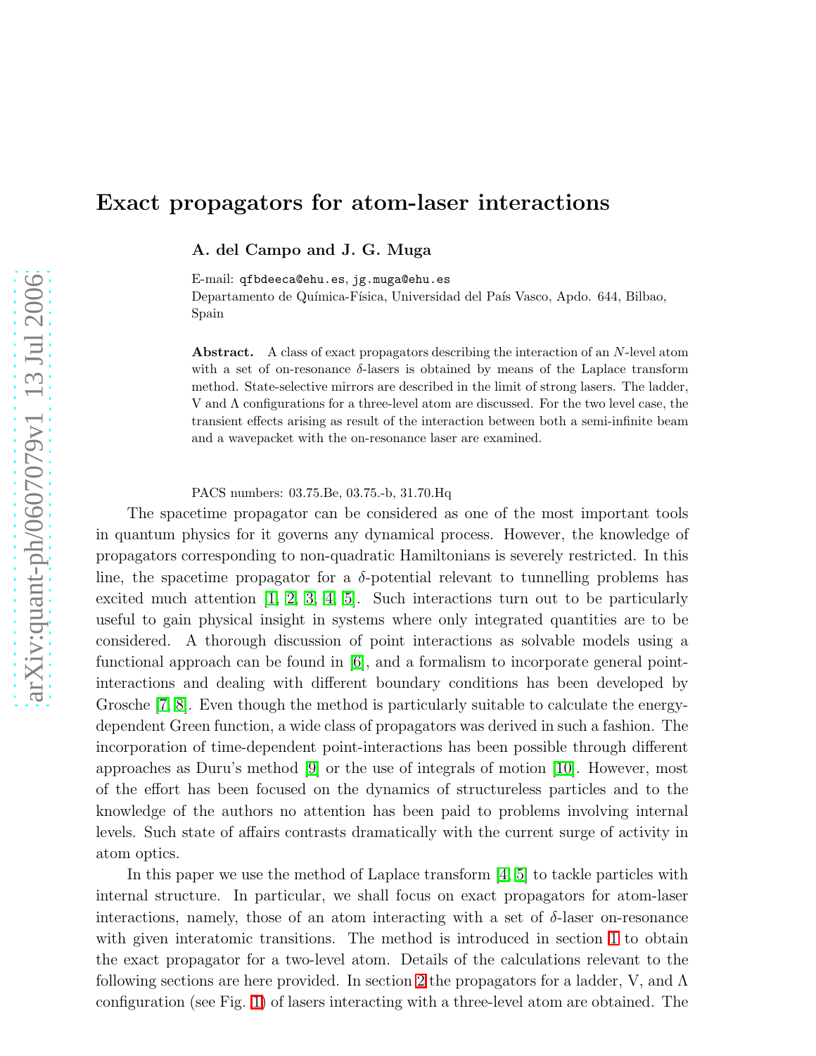# Exact propagators for atom-laser interactions

**A. del Campo and J. G. Muga**

E-mail: qfbdeeca@ehu.es, jg.muga@ehu.es

Departamento de Química-Física, Universidad del País Vasco, Apdo. 644, Bilbao, Spain

**Abstract.** A class of exact propagators describing the interaction of an $N$-level atom with a set of on-resonance $\delta$-lasers is obtained by means of the Laplace transform method. State-selective mirrors are described in the limit of strong lasers. The ladder, V and $\Lambda$ configurations for a three-level atom are discussed. For the two level case, the transient effects arising as result of the interaction between both a semi-infinite beam and a wavepacket with the on-resonance laser are examined.

PACS numbers: 03.75.Be, 03.75.-b, 31.70.Hq

The spacetime propagator can be considered as one of the most important tools in quantum physics for it governs any dynamical process. However, the knowledge of propagators corresponding to non-quadratic Hamiltonians is severely restricted. In this line, the spacetime propagator for a $\delta$-potential relevant to tunnelling problems has excited much attention [1, 2, 3, 4, 5]. Such interactions turn out to be particularly useful to gain physical insight in systems where only integrated quantities are to be considered. A thorough discussion of point interactions as solvable models using a functional approach can be found in [6], and a formalism to incorporate general point-interactions and dealing with different boundary conditions has been developed by Grosche [7, 8]. Even though the method is particularly suitable to calculate the energy-dependent Green function, a wide class of propagators was derived in such a fashion. The incorporation of time-dependent point-interactions has been possible through different approaches as Duru's method [9] or the use of integrals of motion [10]. However, most of the effort has been focused on the dynamics of structureless particles and to the knowledge of the authors no attention has been paid to problems involving internal levels. Such state of affairs contrasts dramatically with the current surge of activity in atom optics.

In this paper we use the method of Laplace transform [4, 5] to tackle particles with internal structure. In particular, we shall focus on exact propagators for atom-laser interactions, namely, those of an atom interacting with a set of $\delta$-laser on-resonance with given interatomic transitions. The method is introduced in section 1 to obtain the exact propagator for a two-level atom. Details of the calculations relevant to the following sections are here provided. In section 2 the propagators for a ladder, V, and $\Lambda$ configuration (see Fig. 1) of lasers interacting with a three-level atom are obtained. The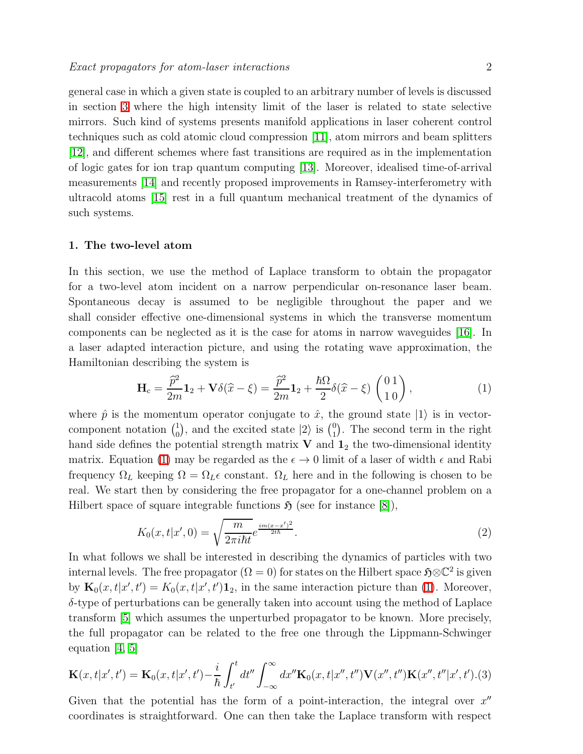general case in which a given state is coupled to an arbitrary number of levels is discussed in section 3 where the high intensity limit of the laser is related to state selective mirrors. Such kind of systems presents manifold applications in laser coherent control techniques such as cold atomic cloud compression [11], atom mirrors and beam splitters [12], and different schemes where fast transitions are required as in the implementation of logic gates for ion trap quantum computing [13]. Moreover, idealised time-of-arrival measurements [14] and recently proposed improvements in Ramsey-interferometry with ultracold atoms [15] rest in a full quantum mechanical treatment of the dynamics of such systems.

## 1. The two-level atom

In this section, we use the method of Laplace transform to obtain the propagator for a two-level atom incident on a narrow perpendicular on-resonance laser beam. Spontaneous decay is assumed to be negligible throughout the paper and we shall consider effective one-dimensional systems in which the transverse momentum components can be neglected as it is the case for atoms in narrow waveguides [16]. In a laser adapted interaction picture, and using the rotating wave approximation, the Hamiltonian describing the system is

$$\mathbf{H}_{\rm c} = \frac{\widehat{p}^2}{2m}\mathbf{1}_2 + \mathbf{V}\delta(\widehat{x}-\xi) = \frac{\widehat{p}^2}{2m}\mathbf{1}_2 + \frac{\hbar\Omega}{2}\delta(\widehat{x}-\xi)\begin{pmatrix} 0 & 1 \\ 1 & 0 \end{pmatrix}, \tag{1}$$

where $\hat{p}$ is the momentum operator conjugate to $\hat{x}$, the ground state $|1\rangle$ is in vector-component notation $\binom{1}{0}$, and the excited state $|2\rangle$ is $\binom{0}{1}$. The second term in the right hand side defines the potential strength matrix $\mathbf{V}$ and $\mathbf{1}_2$ the two-dimensional identity matrix. Equation (1) may be regarded as the $\epsilon \to 0$ limit of a laser of width $\epsilon$ and Rabi frequency $\Omega_L$ keeping $\Omega = \Omega_L\epsilon$ constant. $\Omega_L$ here and in the following is chosen to be real. We start then by considering the free propagator for a one-channel problem on a Hilbert space of square integrable functions $\mathfrak{H}$ (see for instance [8]),

$$K_0(x,t|x',0) = \sqrt{\frac{m}{2\pi i\hbar t}}e^{\frac{im(x-x')^2}{2t\hbar}}. \tag{2}$$

In what follows we shall be interested in describing the dynamics of particles with two internal levels. The free propagator ($\Omega = 0$) for states on the Hilbert space $\mathfrak{H}\otimes\mathbb{C}^2$ is given by $\mathbf{K}_0(x,t|x',t') = K_0(x,t|x',t')\mathbf{1}_2$, in the same interaction picture than (1). Moreover, $\delta$-type of perturbations can be generally taken into account using the method of Laplace transform [5] which assumes the unperturbed propagator to be known. More precisely, the full propagator can be related to the free one through the Lippmann-Schwinger equation [4, 5]

$$\mathbf{K}(x,t|x',t') = \mathbf{K}_0(x,t|x',t') - \frac{i}{\hbar}\int_{t'}^{t}dt''\int_{-\infty}^{\infty}dx''\mathbf{K}_0(x,t|x'',t'')\mathbf{V}(x'',t'')\mathbf{K}(x'',t''|x',t'). \tag{3}$$

Given that the potential has the form of a point-interaction, the integral over $x''$ coordinates is straightforward. One can then take the Laplace transform with respect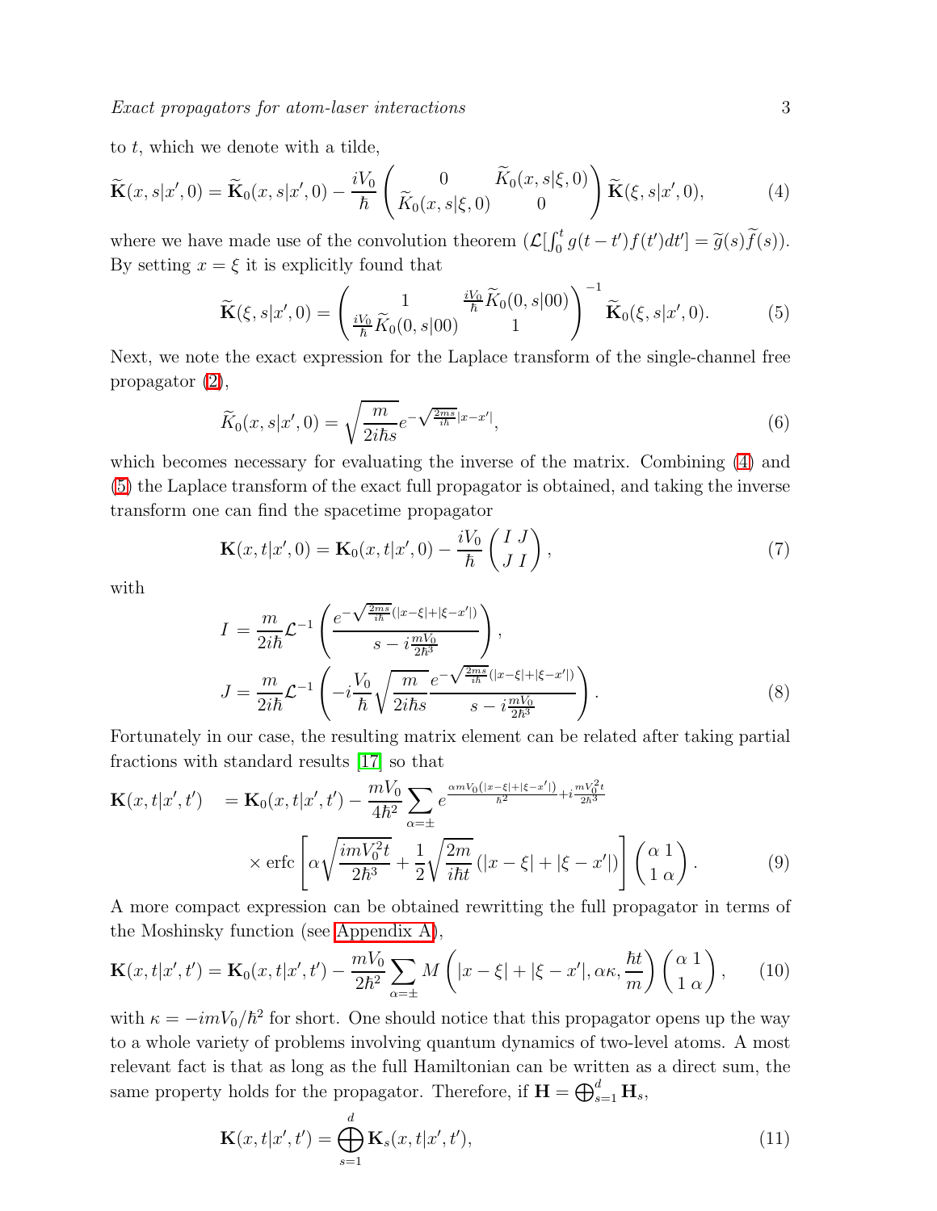to $t$, which we denote with a tilde,

$$\widetilde{\mathbf{K}}(x,s|x',0) = \widetilde{\mathbf{K}}_0(x,s|x',0) - \frac{iV_0}{\hbar}\begin{pmatrix} 0 & \widetilde{K}_0(x,s|\xi,0) \\ \widetilde{K}_0(x,s|\xi,0) & 0 \end{pmatrix}\widetilde{\mathbf{K}}(\xi,s|x',0), \tag{4}$$

where we have made use of the convolution theorem ($\mathcal{L}[\int_0^t g(t-t')f(t')dt'] = \widetilde{g}(s)\widetilde{f}(s)$). By setting $x=\xi$ it is explicitly found that

$$\widetilde{\mathbf{K}}(\xi,s|x',0) = \begin{pmatrix} 1 & \frac{iV_0}{\hbar}\widetilde{K}_0(0,s|00) \\ \frac{iV_0}{\hbar}\widetilde{K}_0(0,s|00) & 1 \end{pmatrix}^{-1}\widetilde{\mathbf{K}}_0(\xi,s|x',0). \tag{5}$$

Next, we note the exact expression for the Laplace transform of the single-channel free propagator (2),

$$\widetilde{K}_0(x,s|x',0) = \sqrt{\frac{m}{2i\hbar s}}e^{-\sqrt{\frac{2ms}{i\hbar}}|x-x'|}, \tag{6}$$

which becomes necessary for evaluating the inverse of the matrix. Combining (4) and (5) the Laplace transform of the exact full propagator is obtained, and taking the inverse transform one can find the spacetime propagator

$$\mathbf{K}(x,t|x',0) = \mathbf{K}_0(x,t|x',0) - \frac{iV_0}{\hbar}\begin{pmatrix} I & J \\ J & I \end{pmatrix}, \tag{7}$$

with

$$\begin{aligned} I &= \frac{m}{2i\hbar}\mathcal{L}^{-1}\left(\frac{e^{-\sqrt{\frac{2ms}{i\hbar}}(|x-\xi|+|\xi-x'|)}}{s-i\frac{mV_0}{2\hbar^3}}\right), \\ J &= \frac{m}{2i\hbar}\mathcal{L}^{-1}\left(-i\frac{V_0}{\hbar}\sqrt{\frac{m}{2i\hbar s}}\frac{e^{-\sqrt{\frac{2ms}{i\hbar}}(|x-\xi|+|\xi-x'|)}}{s-i\frac{mV_0}{2\hbar^3}}\right). \end{aligned} \tag{8}$$

Fortunately in our case, the resulting matrix element can be related after taking partial fractions with standard results [17] so that

$$\begin{aligned} \mathbf{K}(x,t|x',t') &= \mathbf{K}_0(x,t|x',t') - \frac{mV_0}{4\hbar^2}\sum_{\alpha=\pm}e^{\frac{\alpha mV_0(|x-\xi|+|\xi-x'|)}{\hbar^2}+i\frac{mV_0^2 t}{2\hbar^3}} \\ &\times \operatorname{erfc}\left[\alpha\sqrt{\frac{imV_0^2t}{2\hbar^3}}+\frac{1}{2}\sqrt{\frac{2m}{i\hbar t}}\left(|x-\xi|+|\xi-x'|\right)\right]\begin{pmatrix} \alpha & 1 \\ 1 & \alpha \end{pmatrix}. \end{aligned} \tag{9}$$

A more compact expression can be obtained rewritting the full propagator in terms of the Moshinsky function (see Appendix A),

$$\mathbf{K}(x,t|x',t') = \mathbf{K}_0(x,t|x',t') - \frac{mV_0}{2\hbar^2}\sum_{\alpha=\pm}M\left(|x-\xi|+|\xi-x'|,\alpha\kappa,\frac{\hbar t}{m}\right)\begin{pmatrix} \alpha & 1 \\ 1 & \alpha \end{pmatrix}, \tag{10}$$

with $\kappa = -imV_0/\hbar^2$ for short. One should notice that this propagator opens up the way to a whole variety of problems involving quantum dynamics of two-level atoms. A most relevant fact is that as long as the full Hamiltonian can be written as a direct sum, the same property holds for the propagator. Therefore, if $\mathbf{H} = \bigoplus_{s=1}^d \mathbf{H}_s$,

$$\mathbf{K}(x,t|x',t') = \bigoplus_{s=1}^{d}\mathbf{K}_s(x,t|x',t'), \tag{11}$$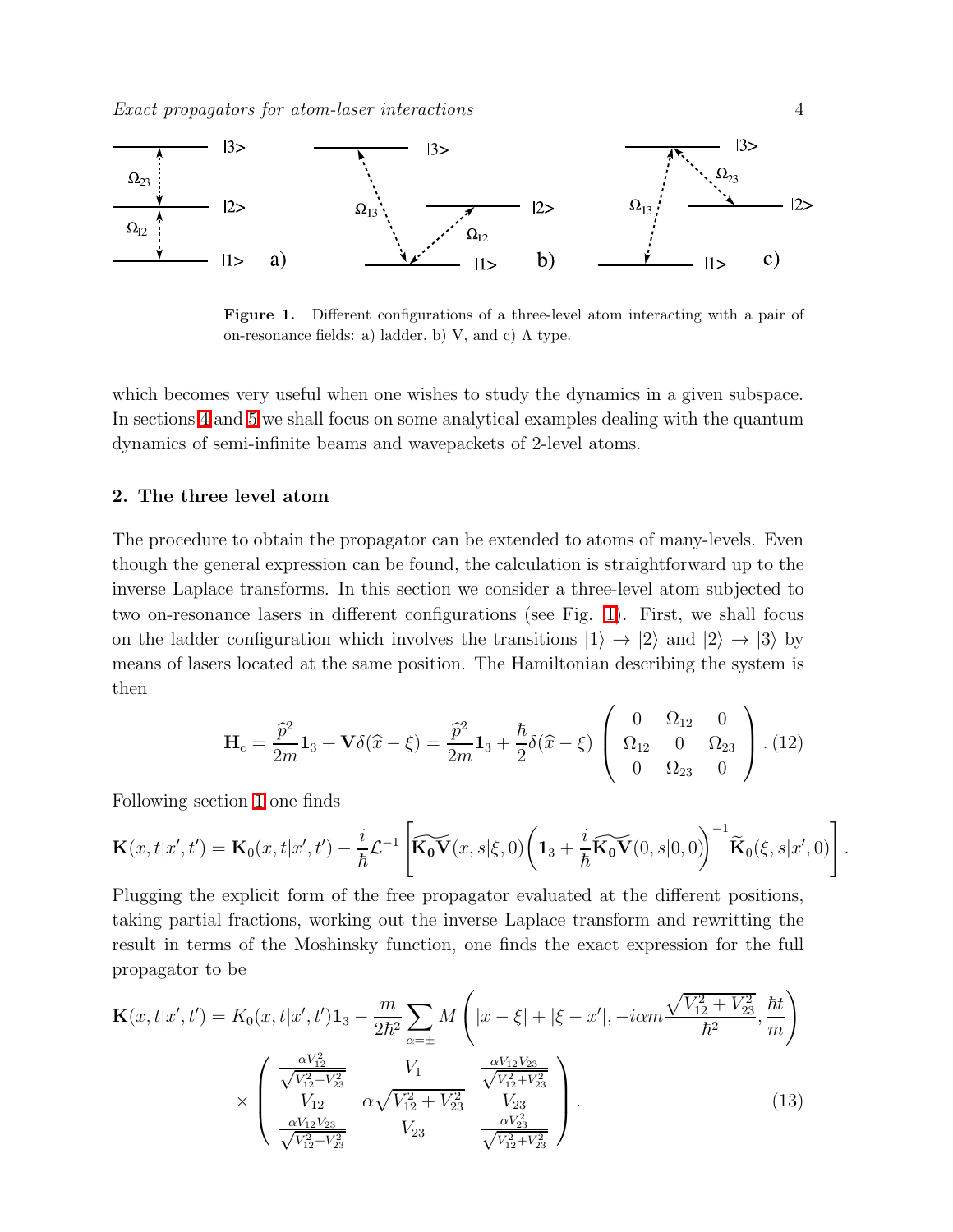Figure 1. Different configurations of a three-level atom interacting with a pair of on-resonance fields: a) ladder, b) V, and c) Λ type.

which becomes very useful when one wishes to study the dynamics in a given subspace. In sections 4 and 5 we shall focus on some analytical examples dealing with the quantum dynamics of semi-infinite beams and wavepackets of 2-level atoms.

## 2. The three level atom

The procedure to obtain the propagator can be extended to atoms of many-levels. Even though the general expression can be found, the calculation is straightforward up to the inverse Laplace transforms. In this section we consider a three-level atom subjected to two on-resonance lasers in different configurations (see Fig. 1). First, we shall focus on the ladder configuration which involves the transitions $|1\rangle \rightarrow |2\rangle$ and $|2\rangle \rightarrow |3\rangle$ by means of lasers located at the same position. The Hamiltonian describing the system is then

$$\mathbf{H}_{\rm c} = \frac{\widehat{p}^2}{2m}\mathbf{1}_3 + \mathbf{V}\delta(\widehat{x}-\xi) = \frac{\widehat{p}^2}{2m}\mathbf{1}_3 + \frac{\hbar}{2}\delta(\widehat{x}-\xi)\left(\begin{array}{ccc} 0 & \Omega_{12} & 0 \\ \Omega_{12} & 0 & \Omega_{23} \\ 0 & \Omega_{23} & 0 \end{array}\right). \quad (12)$$

Following section 1 one finds

$$\mathbf{K}(x,t|x',t') = \mathbf{K}_0(x,t|x',t') - \frac{i}{\hbar}\mathcal{L}^{-1}\left[\widetilde{\mathbf{K_0V}}(x,s|\xi,0)\left(\mathbf{1}_3 + \frac{i}{\hbar}\widetilde{\mathbf{K_0V}}(0,s|0,0)\right)^{-1}\widetilde{\mathbf{K}}_0(\xi,s|x',0)\right].$$

Plugging the explicit form of the free propagator evaluated at the different positions, taking partial fractions, working out the inverse Laplace transform and rewritting the result in terms of the Moshinsky function, one finds the exact expression for the full propagator to be

$$\mathbf{K}(x,t|x',t') = K_0(x,t|x',t')\mathbf{1}_3 - \frac{m}{2\hbar^2}\sum_{\alpha=\pm} M\left(|x-\xi|+|\xi-x'|, -i\alpha m\frac{\sqrt{V_{12}^2+V_{23}^2}}{\hbar^2}, \frac{\hbar t}{m}\right)$$
$$\times \left(\begin{array}{ccc} \frac{\alpha V_{12}^2}{\sqrt{V_{12}^2+V_{23}^2}} & V_1 & \frac{\alpha V_{12}V_{23}}{\sqrt{V_{12}^2+V_{23}^2}} \\ V_{12} & \alpha\sqrt{V_{12}^2+V_{23}^2} & V_{23} \\ \frac{\alpha V_{12}V_{23}}{\sqrt{V_{12}^2+V_{23}^2}} & V_{23} & \frac{\alpha V_{23}^2}{\sqrt{V_{12}^2+V_{23}^2}} \end{array}\right). \quad (13)$$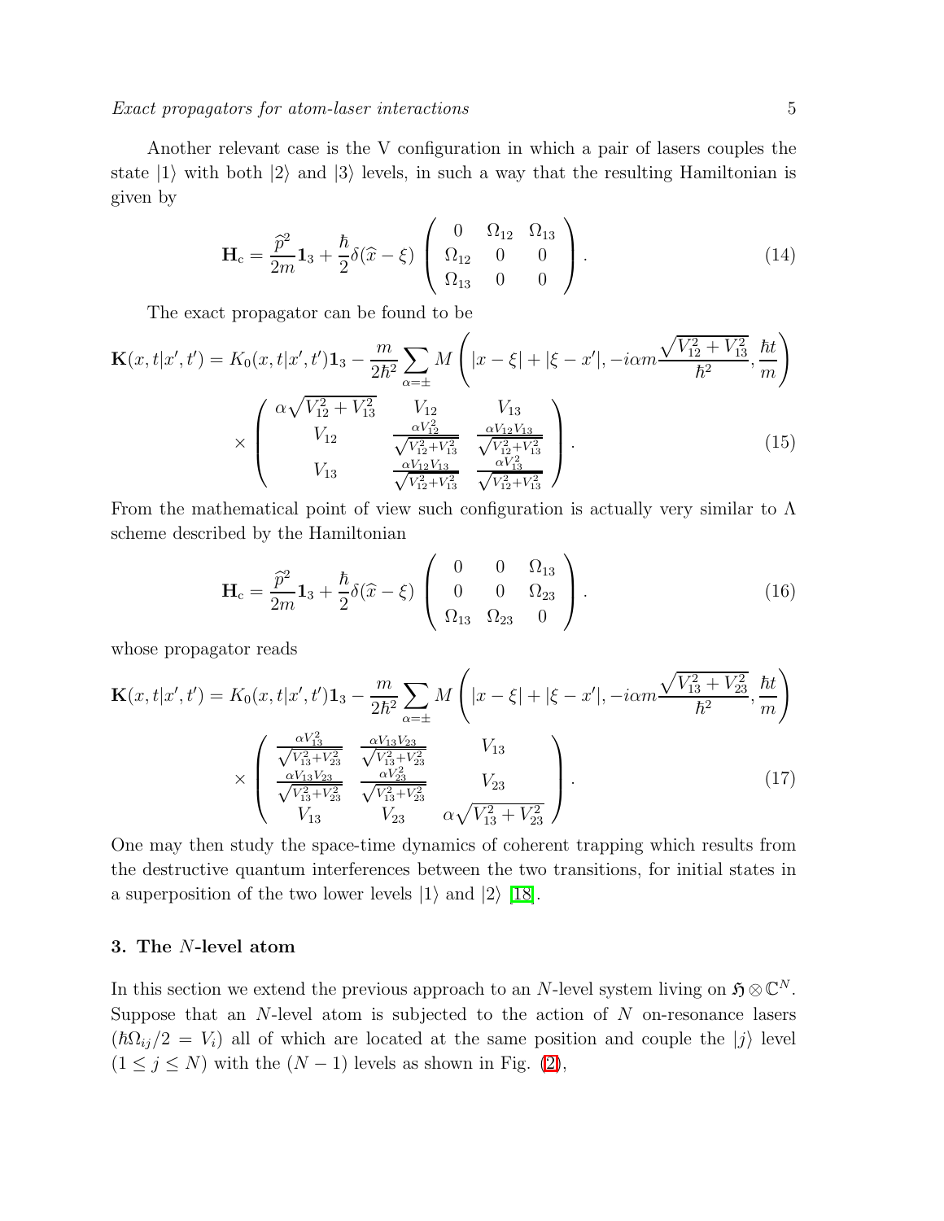Another relevant case is the V configuration in which a pair of lasers couples the state $|1\rangle$ with both $|2\rangle$ and $|3\rangle$ levels, in such a way that the resulting Hamiltonian is given by

$$
\mathbf{H}_{\rm c} = \frac{\widehat{p}^2}{2m}\mathbf{1}_3 + \frac{\hbar}{2}\delta(\widehat{x}-\xi)\left(\begin{array}{ccc} 0 & \Omega_{12} & \Omega_{13} \\ \Omega_{12} & 0 & 0 \\ \Omega_{13} & 0 & 0 \end{array}\right). \tag{14}
$$

The exact propagator can be found to be

$$
\mathbf{K}(x,t|x',t') = K_0(x,t|x',t')\mathbf{1}_3 - \frac{m}{2\hbar^2}\sum_{\alpha=\pm} M\left(|x-\xi|+|\xi-x'|, -i\alpha m\frac{\sqrt{V_{12}^2+V_{13}^2}}{\hbar^2}, \frac{\hbar t}{m}\right)
$$
$$
\times\left(\begin{array}{ccc} \alpha\sqrt{V_{12}^2+V_{13}^2} & V_{12} & V_{13} \\ V_{12} & \frac{\alpha V_{12}^2}{\sqrt{V_{12}^2+V_{13}^2}} & \frac{\alpha V_{12}V_{13}}{\sqrt{V_{12}^2+V_{13}^2}} \\ V_{13} & \frac{\alpha V_{12}V_{13}}{\sqrt{V_{12}^2+V_{13}^2}} & \frac{\alpha V_{13}^2}{\sqrt{V_{12}^2+V_{13}^2}} \end{array}\right). \tag{15}
$$

From the mathematical point of view such configuration is actually very similar to $\Lambda$ scheme described by the Hamiltonian

$$
\mathbf{H}_{\rm c} = \frac{\widehat{p}^2}{2m}\mathbf{1}_3 + \frac{\hbar}{2}\delta(\widehat{x}-\xi)\left(\begin{array}{ccc} 0 & 0 & \Omega_{13} \\ 0 & 0 & \Omega_{23} \\ \Omega_{13} & \Omega_{23} & 0 \end{array}\right). \tag{16}
$$

whose propagator reads

$$
\mathbf{K}(x,t|x',t') = K_0(x,t|x',t')\mathbf{1}_3 - \frac{m}{2\hbar^2}\sum_{\alpha=\pm} M\left(|x-\xi|+|\xi-x'|, -i\alpha m\frac{\sqrt{V_{13}^2+V_{23}^2}}{\hbar^2}, \frac{\hbar t}{m}\right)
$$
$$
\times\left(\begin{array}{ccc} \frac{\alpha V_{13}^2}{\sqrt{V_{13}^2+V_{23}^2}} & \frac{\alpha V_{13}V_{23}}{\sqrt{V_{13}^2+V_{23}^2}} & V_{13} \\ \frac{\alpha V_{13}V_{23}}{\sqrt{V_{13}^2+V_{23}^2}} & \frac{\alpha V_{23}^2}{\sqrt{V_{13}^2+V_{23}^2}} & V_{23} \\ V_{13} & V_{23} & \alpha\sqrt{V_{13}^2+V_{23}^2} \end{array}\right). \tag{17}
$$

One may then study the space-time dynamics of coherent trapping which results from the destructive quantum interferences between the two transitions, for initial states in a superposition of the two lower levels $|1\rangle$ and $|2\rangle$ [18].

## 3. The $N$-level atom

In this section we extend the previous approach to an $N$-level system living on $\mathfrak{H}\otimes\mathbb{C}^N$. Suppose that an $N$-level atom is subjected to the action of $N$ on-resonance lasers ($\hbar\Omega_{ij}/2 = V_i$) all of which are located at the same position and couple the $|j\rangle$ level ($1 \leq j \leq N$) with the $(N-1)$ levels as shown in Fig. (2),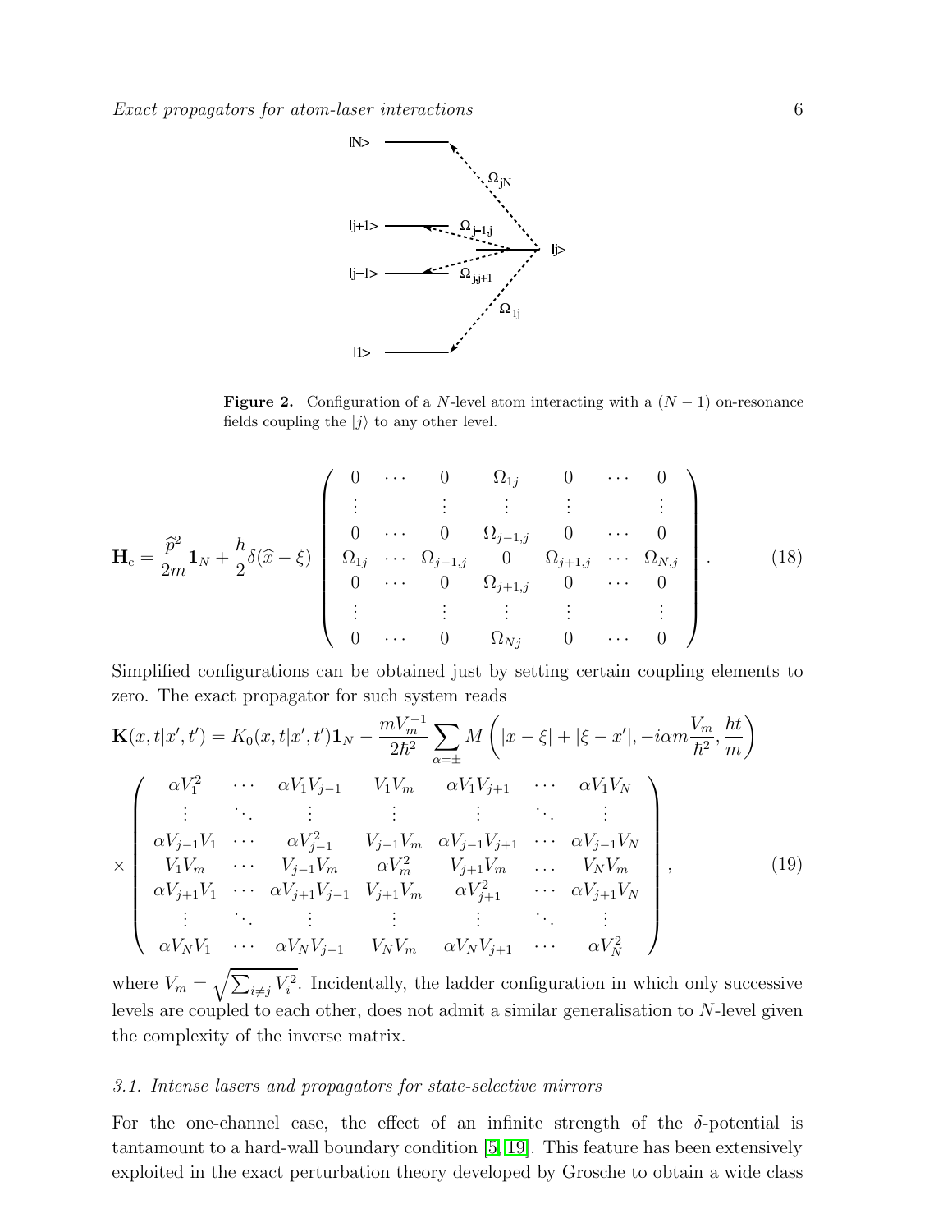**Figure 2.** Configuration of a $N$-level atom interacting with a $(N-1)$ on-resonance fields coupling the $|j\rangle$ to any other level.

$$
\mathbf{H}_{\rm c} = \frac{\widehat{p}^2}{2m}\mathbf{1}_N + \frac{\hbar}{2}\delta(\widehat{x}-\xi)\left(\begin{array}{ccccccc}
0 & \cdots & 0 & \Omega_{1j} & 0 & \cdots & 0 \\
\vdots & & \vdots & \vdots & \vdots & & \vdots \\
0 & \cdots & 0 & \Omega_{j-1,j} & 0 & \cdots & 0 \\
\Omega_{1j} & \cdots & \Omega_{j-1,j} & 0 & \Omega_{j+1,j} & \cdots & \Omega_{N,j} \\
0 & \cdots & 0 & \Omega_{j+1,j} & 0 & \cdots & 0 \\
\vdots & & \vdots & \vdots & \vdots & & \vdots \\
0 & \cdots & 0 & \Omega_{Nj} & 0 & \cdots & 0
\end{array}\right). \tag{18}
$$

Simplified configurations can be obtained just by setting certain coupling elements to zero. The exact propagator for such system reads

$$
\mathbf{K}(x,t|x',t') = K_0(x,t|x',t')\mathbf{1}_N - \frac{mV_m^{-1}}{2\hbar^2}\sum_{\alpha=\pm} M\left(|x-\xi|+|\xi-x'|, -i\alpha m\frac{V_m}{\hbar^2}, \frac{\hbar t}{m}\right)
$$
$$
\times\left(\begin{array}{ccccccc}
\alpha V_1^2 & \cdots & \alpha V_1 V_{j-1} & V_1 V_m & \alpha V_1 V_{j+1} & \cdots & \alpha V_1 V_N \\
\vdots & \ddots & \vdots & \vdots & \vdots & \ddots & \vdots \\
\alpha V_{j-1}V_1 & \cdots & \alpha V_{j-1}^2 & V_{j-1}V_m & \alpha V_{j-1}V_{j+1} & \cdots & \alpha V_{j-1}V_N \\
V_1 V_m & \cdots & V_{j-1}V_m & \alpha V_m^2 & V_{j+1}V_m & \ldots & V_N V_m \\
\alpha V_{j+1}V_1 & \cdots & \alpha V_{j+1}V_{j-1} & V_{j+1}V_m & \alpha V_{j+1}^2 & \cdots & \alpha V_{j+1}V_N \\
\vdots & \ddots & \vdots & \vdots & \vdots & \ddots & \vdots \\
\alpha V_N V_1 & \cdots & \alpha V_N V_{j-1} & V_N V_m & \alpha V_N V_{j+1} & \cdots & \alpha V_N^2
\end{array}\right), \tag{19}
$$

where $V_m = \sqrt{\sum_{i\neq j} V_i^2}$. Incidentally, the ladder configuration in which only successive levels are coupled to each other, does not admit a similar generalisation to $N$-level given the complexity of the inverse matrix.

### *3.1. Intense lasers and propagators for state-selective mirrors*

For the one-channel case, the effect of an infinite strength of the $\delta$-potential is tantamount to a hard-wall boundary condition [5, 19]. This feature has been extensively exploited in the exact perturbation theory developed by Grosche to obtain a wide class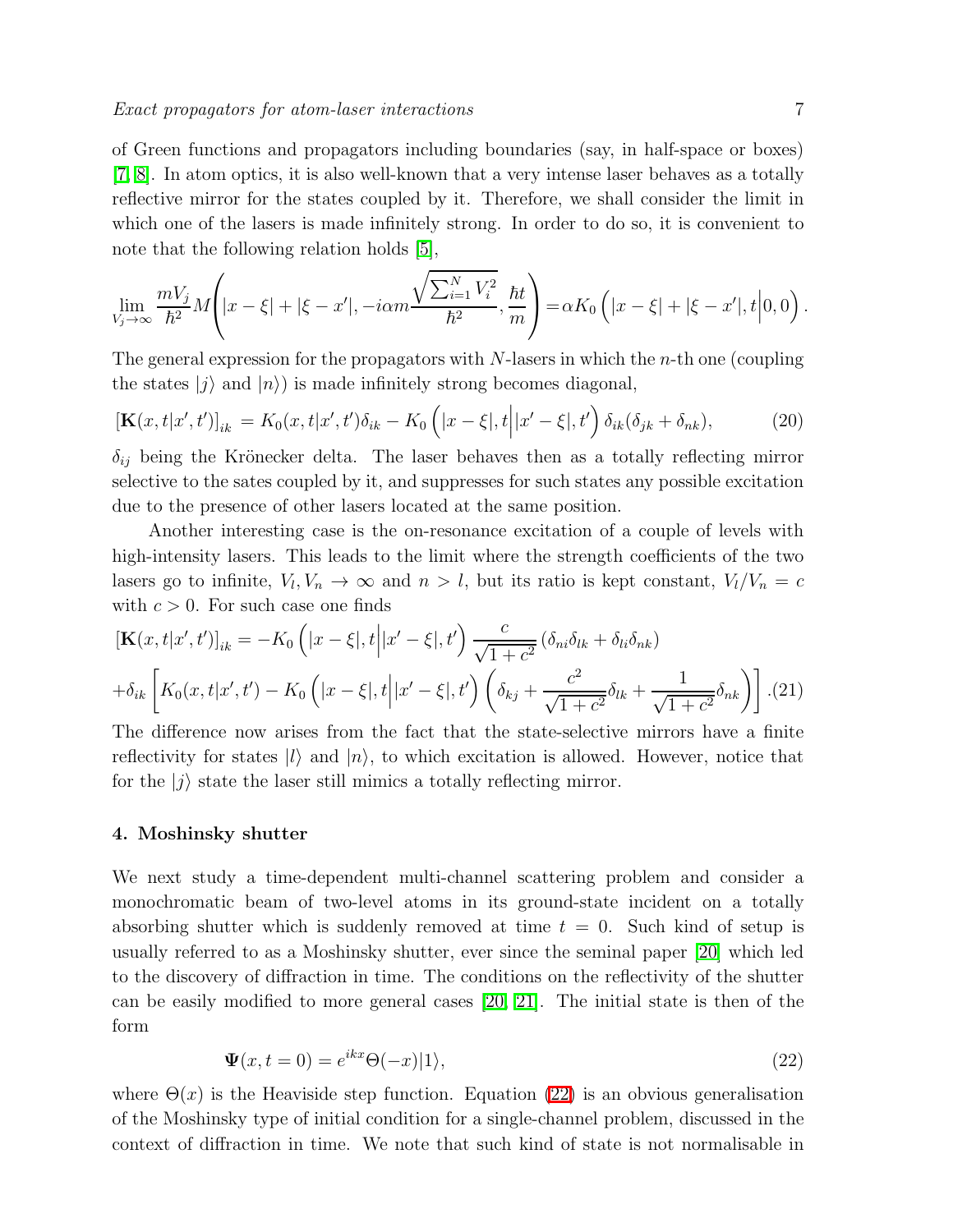of Green functions and propagators including boundaries (say, in half-space or boxes) [7, 8]. In atom optics, it is also well-known that a very intense laser behaves as a totally reflective mirror for the states coupled by it. Therefore, we shall consider the limit in which one of the lasers is made infinitely strong. In order to do so, it is convenient to note that the following relation holds [5],

$$\lim_{V_j\to\infty} \frac{mV_j}{\hbar^2} M\left(|x-\xi|+|\xi-x'|, -i\alpha m\frac{\sqrt{\sum_{i=1}^N V_i^2}}{\hbar^2}, \frac{\hbar t}{m}\right) = \alpha K_0\left(|x-\xi|+|\xi-x'|, t\Big|0,0\right).$$

The general expression for the propagators with $N$-lasers in which the $n$-th one (coupling the states $|j\rangle$ and $|n\rangle$) is made infinitely strong becomes diagonal,

$$[\mathbf{K}(x,t|x',t')]_{ik} = K_0(x,t|x',t')\delta_{ik} - K_0\left(|x-\xi|, t\Big||x'-\xi|, t'\right)\delta_{ik}(\delta_{jk}+\delta_{nk}), \tag{20}$$

$\delta_{ij}$ being the Krönecker delta. The laser behaves then as a totally reflecting mirror selective to the sates coupled by it, and suppresses for such states any possible excitation due to the presence of other lasers located at the same position.

Another interesting case is the on-resonance excitation of a couple of levels with high-intensity lasers. This leads to the limit where the strength coefficients of the two lasers go to infinite, $V_l, V_n \to \infty$ and $n > l$, but its ratio is kept constant, $V_l/V_n = c$ with $c > 0$. For such case one finds

$$\begin{aligned}
[\mathbf{K}(x,t|x',t')]_{ik} &= -K_0\left(|x-\xi|, t\Big||x'-\xi|, t'\right)\frac{c}{\sqrt{1+c^2}}\left(\delta_{ni}\delta_{lk}+\delta_{li}\delta_{nk}\right) \\
&+\delta_{ik}\left[K_0(x,t|x',t') - K_0\left(|x-\xi|, t\Big||x'-\xi|, t'\right)\left(\delta_{kj}+\frac{c^2}{\sqrt{1+c^2}}\delta_{lk}+\frac{1}{\sqrt{1+c^2}}\delta_{nk}\right)\right].
\end{aligned} \tag{21}$$

The difference now arises from the fact that the state-selective mirrors have a finite reflectivity for states $|l\rangle$ and $|n\rangle$, to which excitation is allowed. However, notice that for the $|j\rangle$ state the laser still mimics a totally reflecting mirror.

## 4. Moshinsky shutter

We next study a time-dependent multi-channel scattering problem and consider a monochromatic beam of two-level atoms in its ground-state incident on a totally absorbing shutter which is suddenly removed at time $t = 0$. Such kind of setup is usually referred to as a Moshinsky shutter, ever since the seminal paper [20] which led to the discovery of diffraction in time. The conditions on the reflectivity of the shutter can be easily modified to more general cases [20, 21]. The initial state is then of the form

$$\mathbf{\Psi}(x, t=0) = e^{ikx}\Theta(-x)|1\rangle, \tag{22}$$

where $\Theta(x)$ is the Heaviside step function. Equation (22) is an obvious generalisation of the Moshinsky type of initial condition for a single-channel problem, discussed in the context of diffraction in time. We note that such kind of state is not normalisable in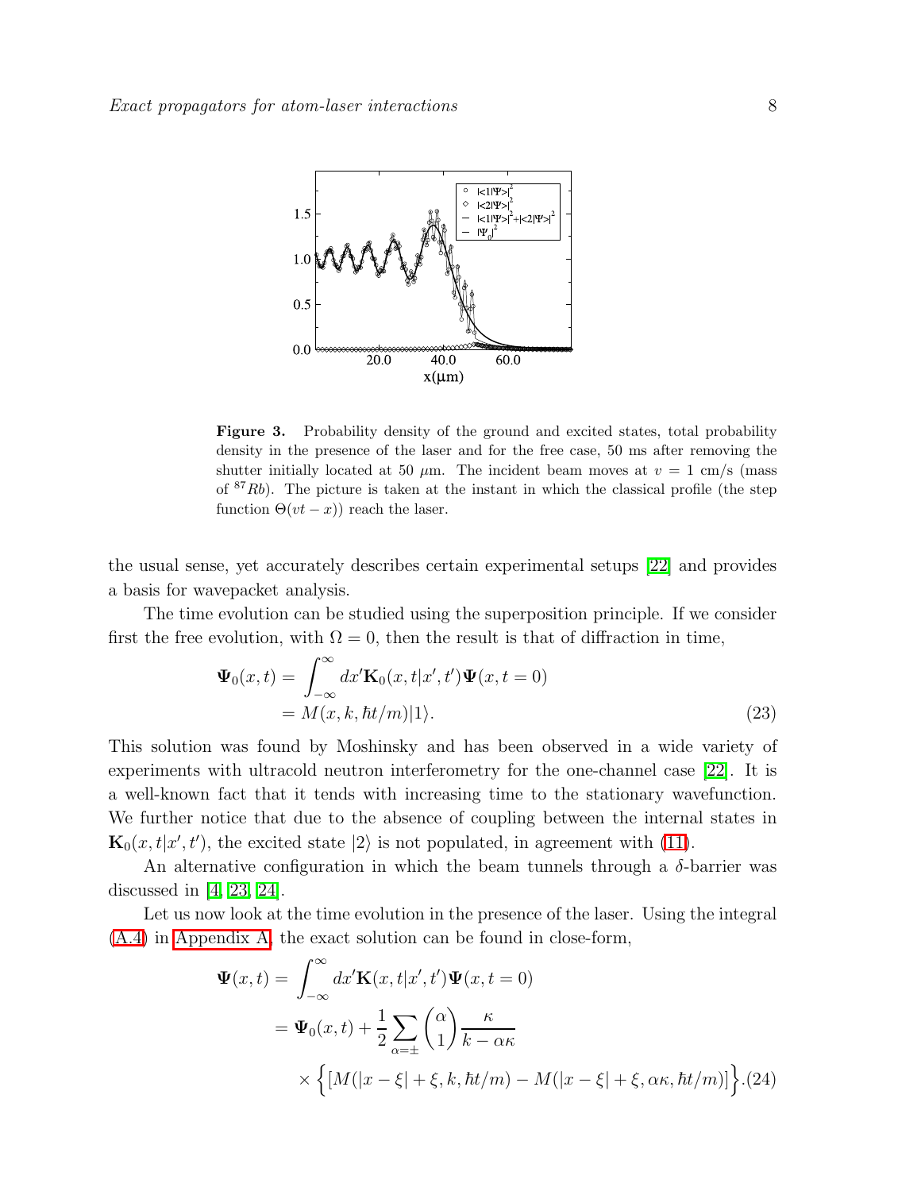**Figure 3.** Probability density of the ground and excited states, total probability density in the presence of the laser and for the free case, 50 ms after removing the shutter initially located at 50 $\mu$m. The incident beam moves at $v = 1$ cm/s (mass of $^{87}Rb$). The picture is taken at the instant in which the classical profile (the step function $\Theta(vt - x)$) reach the laser.

the usual sense, yet accurately describes certain experimental setups [22] and provides a basis for wavepacket analysis.

The time evolution can be studied using the superposition principle. If we consider first the free evolution, with $\Omega = 0$, then the result is that of diffraction in time,

$$
\begin{aligned}
\mathbf{\Psi}_0(x,t) &= \int_{-\infty}^{\infty} dx' \mathbf{K}_0(x,t|x',t') \mathbf{\Psi}(x,t=0) \\
&= M(x,k,\hbar t/m)|1\rangle.
\end{aligned} \tag{23}
$$

This solution was found by Moshinsky and has been observed in a wide variety of experiments with ultracold neutron interferometry for the one-channel case [22]. It is a well-known fact that it tends with increasing time to the stationary wavefunction. We further notice that due to the absence of coupling between the internal states in $\mathbf{K}_0(x,t|x',t')$, the excited state $|2\rangle$ is not populated, in agreement with (11).

An alternative configuration in which the beam tunnels through a $\delta$-barrier was discussed in [4, 23, 24].

Let us now look at the time evolution in the presence of the laser. Using the integral (A.4) in Appendix A, the exact solution can be found in close-form,

$$
\begin{aligned}
\mathbf{\Psi}(x,t) &= \int_{-\infty}^{\infty} dx' \mathbf{K}(x,t|x',t') \mathbf{\Psi}(x,t=0) \\
&= \mathbf{\Psi}_0(x,t) + \frac{1}{2} \sum_{\alpha=\pm} \begin{pmatrix} \alpha \\ 1 \end{pmatrix} \frac{\kappa}{k - \alpha\kappa} \\
&\quad \times \Big\{ [M(|x-\xi|+\xi, k, \hbar t/m) - M(|x-\xi|+\xi, \alpha\kappa, \hbar t/m)] \Big\}.
\end{aligned} \tag{24}
$$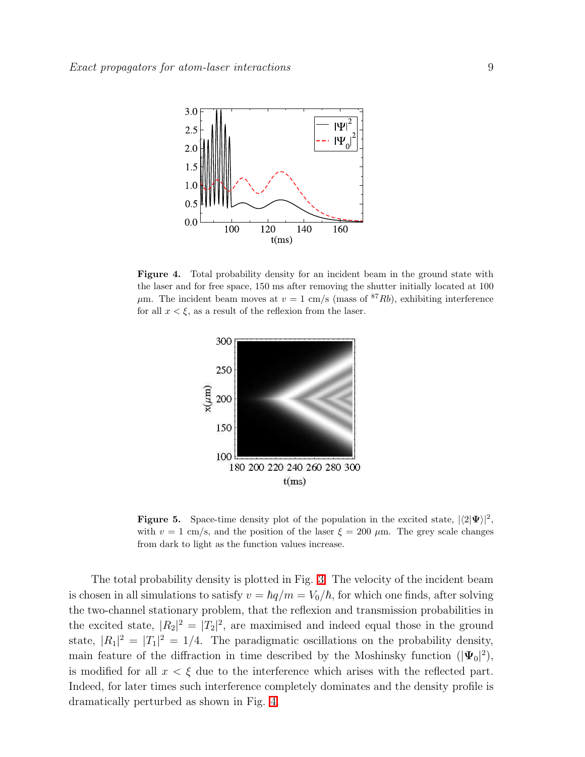**Figure 4.** Total probability density for an incident beam in the ground state with the laser and for free space, 150 ms after removing the shutter initially located at 100 $\mu$m. The incident beam moves at $v = 1$ cm/s (mass of $^{87}Rb$), exhibiting interference for all $x < \xi$, as a result of the reflexion from the laser.

**Figure 5.** Space-time density plot of the population in the excited state, $|\langle 2|\mathbf{\Psi}\rangle|^2$, with $v = 1$ cm/s, and the position of the laser $\xi = 200$ $\mu$m. The grey scale changes from dark to light as the function values increase.

The total probability density is plotted in Fig. 3. The velocity of the incident beam is chosen in all simulations to satisfy $v = \hbar q/m = V_0/\hbar$, for which one finds, after solving the two-channel stationary problem, that the reflexion and transmission probabilities in the excited state, $|R_2|^2 = |T_2|^2$, are maximised and indeed equal those in the ground state, $|R_1|^2 = |T_1|^2 = 1/4$. The paradigmatic oscillations on the probability density, main feature of the diffraction in time described by the Moshinsky function ($|\mathbf{\Psi}_0|^2$), is modified for all $x < \xi$ due to the interference which arises with the reflected part. Indeed, for later times such interference completely dominates and the density profile is dramatically perturbed as shown in Fig. 4.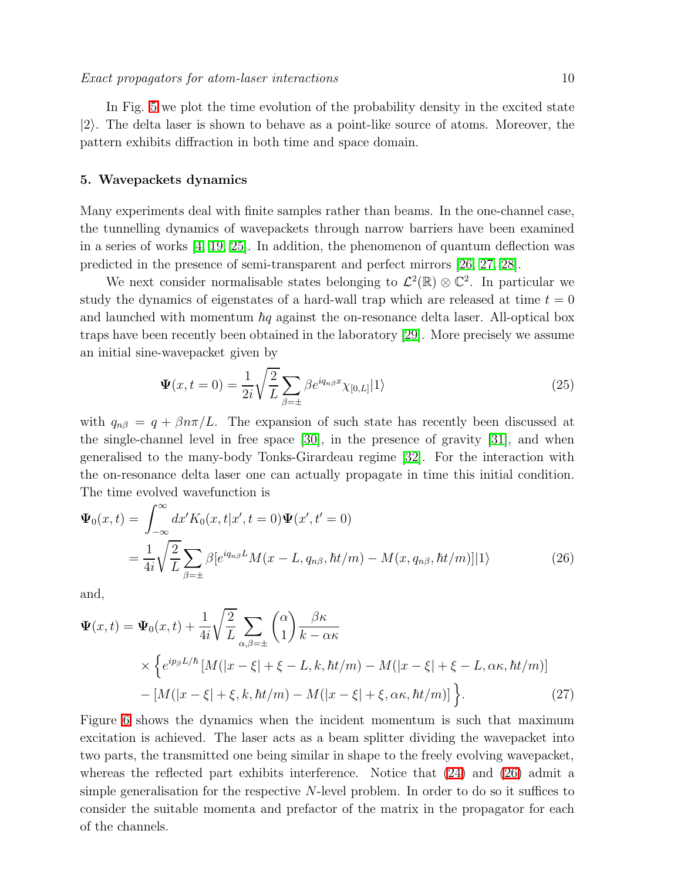In Fig. 5 we plot the time evolution of the probability density in the excited state $|2\rangle$. The delta laser is shown to behave as a point-like source of atoms. Moreover, the pattern exhibits diffraction in both time and space domain.

## 5. Wavepackets dynamics

Many experiments deal with finite samples rather than beams. In the one-channel case, the tunnelling dynamics of wavepackets through narrow barriers have been examined in a series of works [4, 19, 25]. In addition, the phenomenon of quantum deflection was predicted in the presence of semi-transparent and perfect mirrors [26, 27, 28].

We next consider normalisable states belonging to $\mathcal{L}^2(\mathbb{R}) \otimes \mathbb{C}^2$. In particular we study the dynamics of eigenstates of a hard-wall trap which are released at time $t = 0$ and launched with momentum $\hbar q$ against the on-resonance delta laser. All-optical box traps have been recently been obtained in the laboratory [29]. More precisely we assume an initial sine-wavepacket given by

$$\mathbf{\Psi}(x, t = 0) = \frac{1}{2i}\sqrt{\frac{2}{L}}\sum_{\beta=\pm}\beta e^{iq_{n\beta}x}\chi_{[0,L]}|1\rangle \tag{25}$$

with $q_{n\beta} = q + \beta n\pi/L$. The expansion of such state has recently been discussed at the single-channel level in free space [30], in the presence of gravity [31], and when generalised to the many-body Tonks-Girardeau regime [32]. For the interaction with the on-resonance delta laser one can actually propagate in time this initial condition. The time evolved wavefunction is

$$\begin{aligned}
\mathbf{\Psi}_0(x, t) &= \int_{-\infty}^{\infty} dx' K_0(x, t|x', t = 0)\mathbf{\Psi}(x', t' = 0) \\
&= \frac{1}{4i}\sqrt{\frac{2}{L}}\sum_{\beta=\pm}\beta[e^{iq_{n\beta}L}M(x - L, q_{n\beta}, \hbar t/m) - M(x, q_{n\beta}, \hbar t/m)]|1\rangle
\end{aligned} \tag{26}$$

and,

$$\begin{aligned}
\mathbf{\Psi}(x, t) = \mathbf{\Psi}_0(x, t) &+ \frac{1}{4i}\sqrt{\frac{2}{L}}\sum_{\alpha,\beta=\pm}\begin{pmatrix}\alpha \\ 1\end{pmatrix}\frac{\beta\kappa}{k - \alpha\kappa} \\
&\times \Big\{e^{ip_\beta L/\hbar}[M(|x - \xi| + \xi - L, k, \hbar t/m) - M(|x - \xi| + \xi - L, \alpha\kappa, \hbar t/m)] \\
&- [M(|x - \xi| + \xi, k, \hbar t/m) - M(|x - \xi| + \xi, \alpha\kappa, \hbar t/m)]\Big\}.
\end{aligned} \tag{27}$$

Figure 6 shows the dynamics when the incident momentum is such that maximum excitation is achieved. The laser acts as a beam splitter dividing the wavepacket into two parts, the transmitted one being similar in shape to the freely evolving wavepacket, whereas the reflected part exhibits interference. Notice that (24) and (26) admit a simple generalisation for the respective $N$-level problem. In order to do so it suffices to consider the suitable momenta and prefactor of the matrix in the propagator for each of the channels.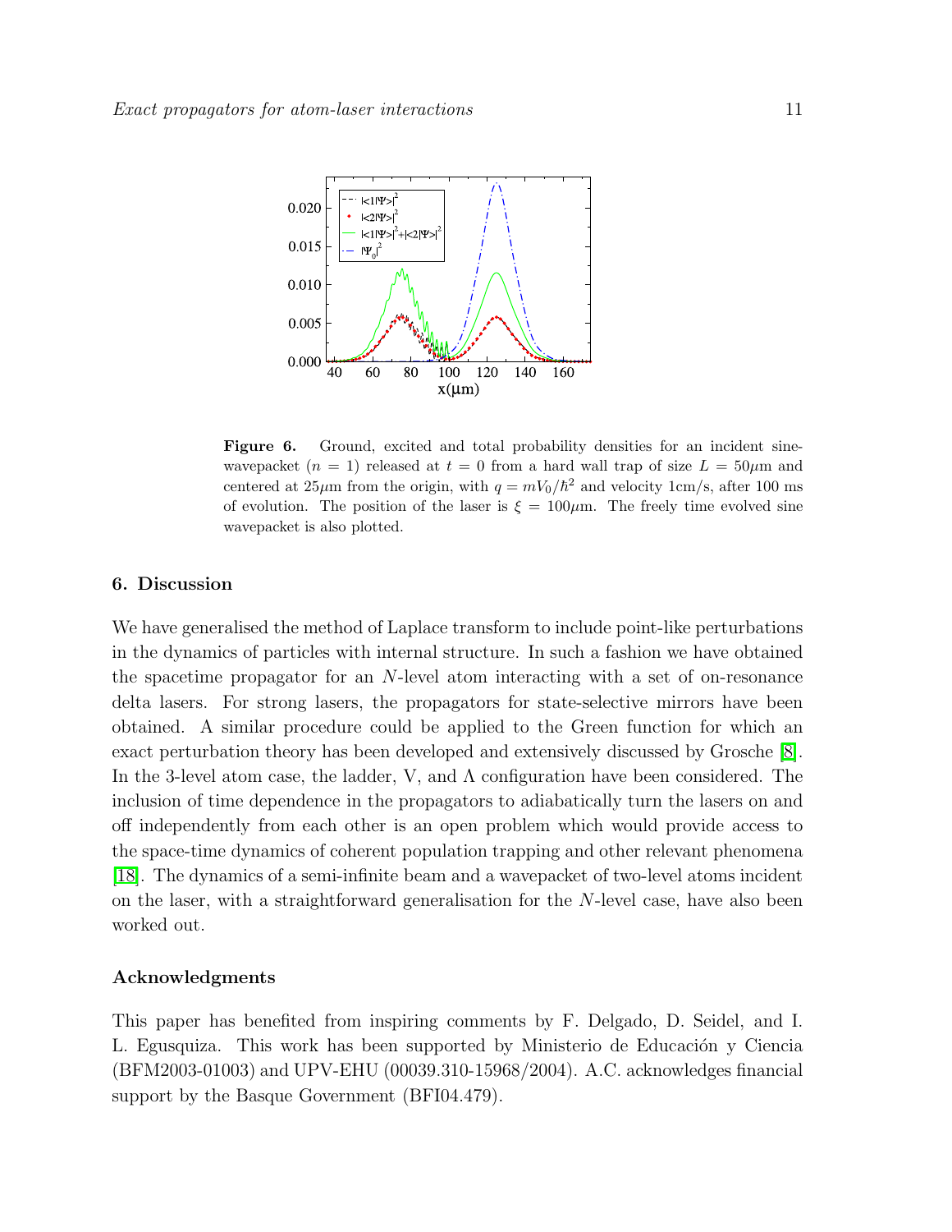**Figure 6.** Ground, excited and total probability densities for an incident sine-wavepacket ($n = 1$) released at $t = 0$ from a hard wall trap of size $L = 50\mu$m and centered at $25\mu$m from the origin, with $q = mV_0/\hbar^2$ and velocity 1cm/s, after 100 ms of evolution. The position of the laser is $\xi = 100\mu$m. The freely time evolved sine wavepacket is also plotted.

## 6. Discussion

We have generalised the method of Laplace transform to include point-like perturbations in the dynamics of particles with internal structure. In such a fashion we have obtained the spacetime propagator for an $N$-level atom interacting with a set of on-resonance delta lasers. For strong lasers, the propagators for state-selective mirrors have been obtained. A similar procedure could be applied to the Green function for which an exact perturbation theory has been developed and extensively discussed by Grosche [8]. In the 3-level atom case, the ladder, V, and $\Lambda$ configuration have been considered. The inclusion of time dependence in the propagators to adiabatically turn the lasers on and off independently from each other is an open problem which would provide access to the space-time dynamics of coherent population trapping and other relevant phenomena [18]. The dynamics of a semi-infinite beam and a wavepacket of two-level atoms incident on the laser, with a straightforward generalisation for the $N$-level case, have also been worked out.

### Acknowledgments

This paper has benefited from inspiring comments by F. Delgado, D. Seidel, and I. L. Egusquiza. This work has been supported by Ministerio de Educación y Ciencia (BFM2003-01003) and UPV-EHU (00039.310-15968/2004). A.C. acknowledges financial support by the Basque Government (BFI04.479).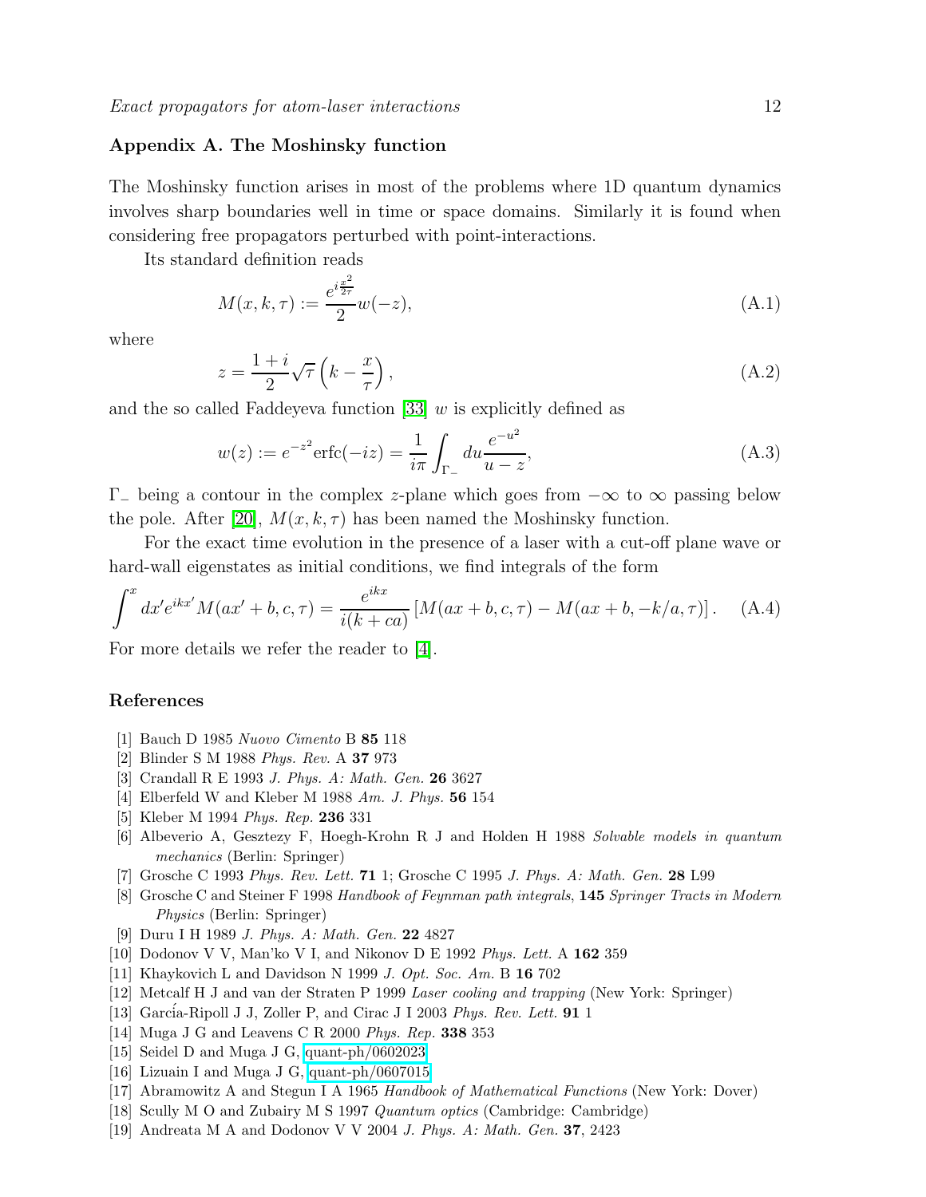## Appendix A. The Moshinsky function

The Moshinsky function arises in most of the problems where 1D quantum dynamics involves sharp boundaries well in time or space domains. Similarly it is found when considering free propagators perturbed with point-interactions.

Its standard definition reads

$$M(x,k,\tau) := \frac{e^{i\frac{x^2}{2\tau}}}{2} w(-z), \tag{A.1}$$

where

$$z = \frac{1+i}{2}\sqrt{\tau}\left(k - \frac{x}{\tau}\right), \tag{A.2}$$

and the so called Faddeyeva function [33] $w$ is explicitly defined as

$$w(z) := e^{-z^2}\mathrm{erfc}(-iz) = \frac{1}{i\pi}\int_{\Gamma_-} du \frac{e^{-u^2}}{u-z}, \tag{A.3}$$

$\Gamma_-$ being a contour in the complex $z$-plane which goes from $-\infty$ to $\infty$ passing below the pole. After [20], $M(x,k,\tau)$ has been named the Moshinsky function.

For the exact time evolution in the presence of a laser with a cut-off plane wave or hard-wall eigenstates as initial conditions, we find integrals of the form

$$\int^x dx' e^{ikx'} M(ax'+b,c,\tau) = \frac{e^{ikx}}{i(k+ca)}\left[M(ax+b,c,\tau) - M(ax+b,-k/a,\tau)\right]. \tag{A.4}$$

For more details we refer the reader to [4].

## References

[1] Bauch D 1985 *Nuovo Cimento* B **85** 118

[2] Blinder S M 1988 *Phys. Rev.* A **37** 973

[3] Crandall R E 1993 *J. Phys. A: Math. Gen.* **26** 3627

[4] Elberfeld W and Kleber M 1988 *Am. J. Phys.* **56** 154

[5] Kleber M 1994 *Phys. Rep.* **236** 331

[6] Albeverio A, Gesztezy F, Hoegh-Krohn R J and Holden H 1988 *Solvable models in quantum mechanics* (Berlin: Springer)

[7] Grosche C 1993 *Phys. Rev. Lett.* **71** 1; Grosche C 1995 *J. Phys. A: Math. Gen.* **28** L99

[8] Grosche C and Steiner F 1998 *Handbook of Feynman path integrals*, **145** *Springer Tracts in Modern Physics* (Berlin: Springer)

[9] Duru I H 1989 *J. Phys. A: Math. Gen.* **22** 4827

[10] Dodonov V V, Man'ko V I, and Nikonov D E 1992 *Phys. Lett.* A **162** 359

[11] Khaykovich L and Davidson N 1999 *J. Opt. Soc. Am.* B **16** 702

[12] Metcalf H J and van der Straten P 1999 *Laser cooling and trapping* (New York: Springer)

[13] García-Ripoll J J, Zoller P, and Cirac J I 2003 *Phys. Rev. Lett.* **91** 1

[14] Muga J G and Leavens C R 2000 *Phys. Rep.* **338** 353

[15] Seidel D and Muga J G, quant-ph/0602023

[16] Lizuain I and Muga J G, quant-ph/0607015

[17] Abramowitz A and Stegun I A 1965 *Handbook of Mathematical Functions* (New York: Dover)

[18] Scully M O and Zubairy M S 1997 *Quantum optics* (Cambridge: Cambridge)

[19] Andreata M A and Dodonov V V 2004 *J. Phys. A: Math. Gen.* **37**, 2423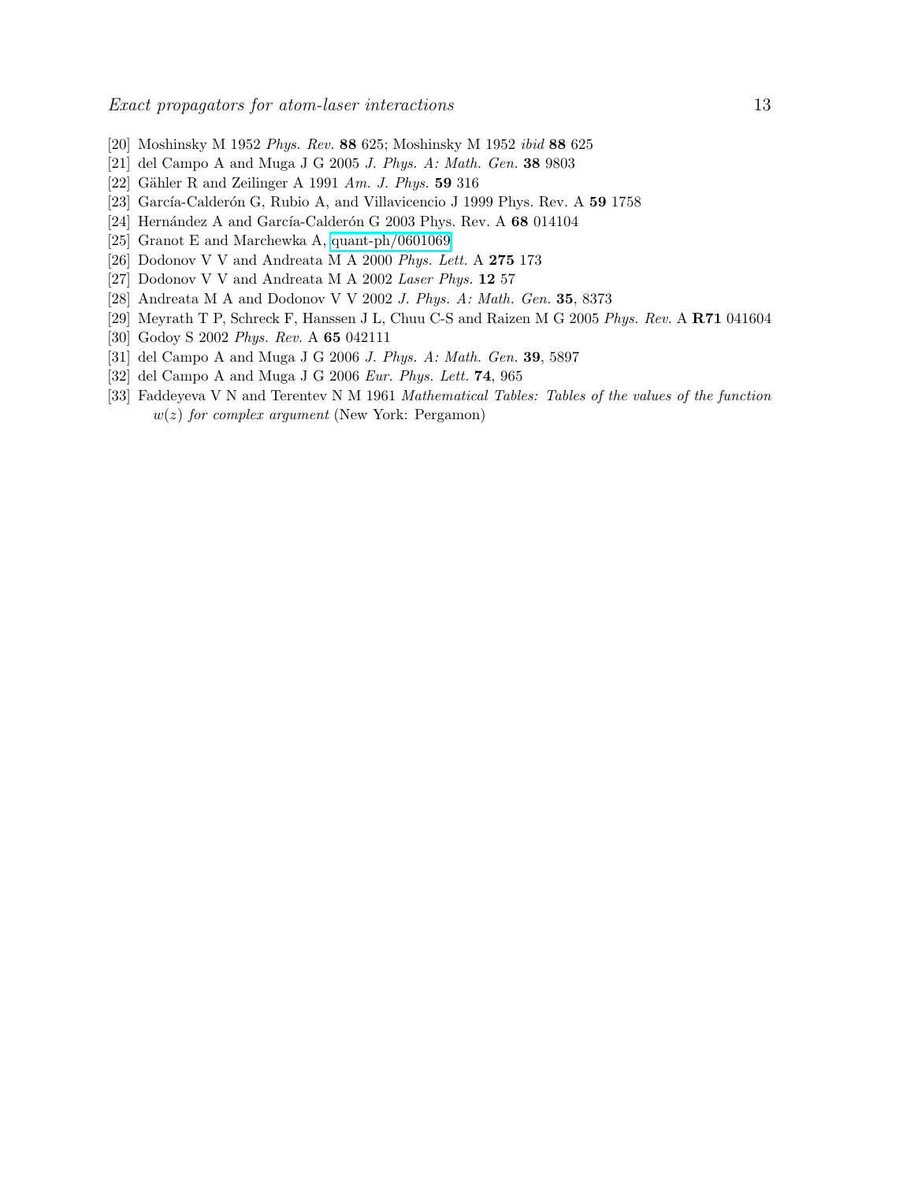[20] Moshinsky M 1952 *Phys. Rev.* **88** 625; Moshinsky M 1952 *ibid* **88** 625

[21] del Campo A and Muga J G 2005 *J. Phys. A: Math. Gen.* **38** 9803

[22] Gähler R and Zeilinger A 1991 *Am. J. Phys.* **59** 316

[23] García-Calderón G, Rubio A, and Villavicencio J 1999 Phys. Rev. A **59** 1758

[24] Hernández A and García-Calderón G 2003 Phys. Rev. A **68** 014104

[25] Granot E and Marchewka A, quant-ph/0601069

[26] Dodonov V V and Andreata M A 2000 *Phys. Lett.* A **275** 173

[27] Dodonov V V and Andreata M A 2002 *Laser Phys.* **12** 57

[28] Andreata M A and Dodonov V V 2002 *J. Phys. A: Math. Gen.* **35**, 8373

[29] Meyrath T P, Schreck F, Hanssen J L, Chuu C-S and Raizen M G 2005 *Phys. Rev.* A **R71** 041604

[30] Godoy S 2002 *Phys. Rev.* A **65** 042111

[31] del Campo A and Muga J G 2006 *J. Phys. A: Math. Gen.* **39**, 5897

[32] del Campo A and Muga J G 2006 *Eur. Phys. Lett.* **74**, 965

[33] Faddeyeva V N and Terentev N M 1961 *Mathematical Tables: Tables of the values of the function $w(z)$ for complex argument* (New York: Pergamon)